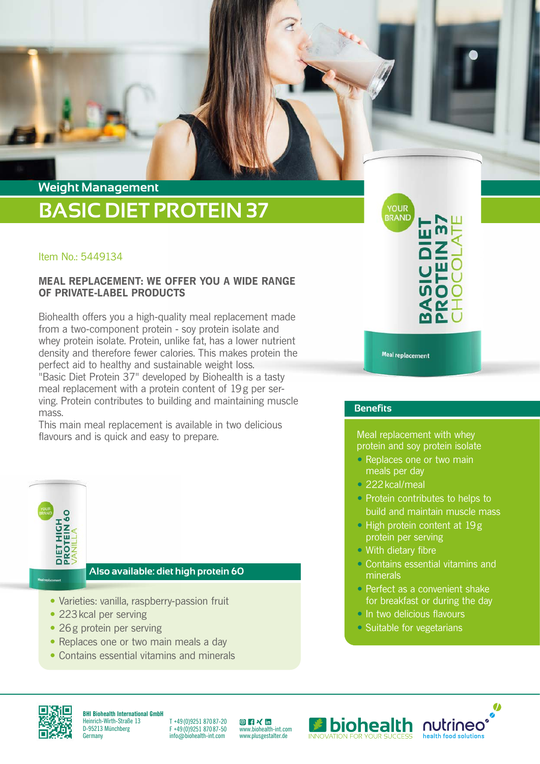Weight Management

# BASIC DIET PROTEIN 37

Item No.: 5449134

## MEAL REPLACEMENT: WE OFFER YOU A WIDE RANGE OF PRIVATE-LABEL PRODUCTS

Biohealth offers you a high-quality meal replacement made from a two-component protein - soy protein isolate and whey protein isolate. Protein, unlike fat, has a lower nutrient density and therefore fewer calories. This makes protein the perfect aid to healthy and sustainable weight loss.
"Basic Diet Protein 37" developed by Biohealth is a tasty meal replacement with a protein content of 19 g per serving. Protein contributes to building and maintaining muscle mass.
This main meal replacement is available in two delicious flavours and is quick and easy to prepare.

### Also available: diet high protein 60

- Varieties: vanilla, raspberry-passion fruit
- 223 kcal per serving
- 26 g protein per serving
- Replaces one or two main meals a day
- Contains essential vitamins and minerals

### Benefits

Meal replacement with whey protein and soy protein isolate

- Replaces one or two main meals per day
- 222 kcal/meal
- Protein contributes to helps to build and maintain muscle mass
- High protein content at 19 g protein per serving
- With dietary fibre
- Contains essential vitamins and minerals
- Perfect as a convenient shake for breakfast or during the day
- In two delicious flavours
- Suitable for vegetarians

**BHI Biohealth International GmbH**
Heinrich-Wirth-Straße 13
D-95213 Münchberg
Germany

T +49 (0)9251 870 87-20
F +49 (0)9251 870 87-50
info@biohealth-int.com

www.biohealth-int.com
www.plusgestalter.de

biohealth INNOVATION FOR YOUR SUCCESS
nutrineo health food solutions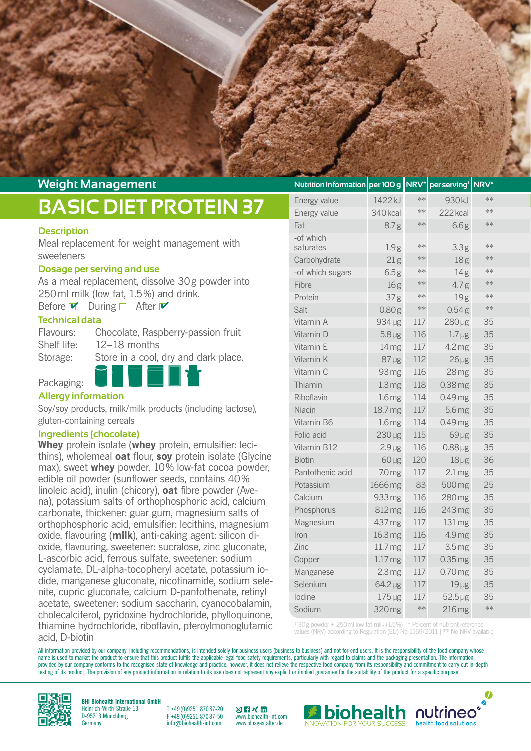## Weight Management

# BASIC DIET PROTEIN 37

### Description

Meal replacement for weight management with sweeteners

### Dosage per serving and use

As a meal replacement, dissolve 30 g powder into 250 ml milk (low fat, 1.5 %) and drink.

Before ☑ During ☐ After ☑

### Technical data

Flavours: Chocolate, Raspberry-passion fruit

Shelf life: 12–18 months

Storage: Store in a cool, dry and dark place.

Packaging:

### Allergy information

Soy/soy products, milk/milk products (including lactose), gluten-containing cereals

### Ingredients (chocolate)

**Whey** protein isolate (**whey** protein, emulsifier: lecithins), wholemeal **oat** flour, **soy** protein isolate (Glycine max), sweet **whey** powder, 10 % low-fat cocoa powder, edible oil powder (sunflower seeds, contains 40 % linoleic acid), inulin (chicory), **oat** fibre powder (Avena), potassium salts of orthophosphoric acid, calcium carbonate, thickener: guar gum, magnesium salts of orthophosphoric acid, emulsifier: lecithins, magnesium oxide, flavouring (**milk**), anti-caking agent: silicon dioxide, flavouring, sweetener: sucralose, zinc gluconate, L-ascorbic acid, ferrous sulfate, sweetener: sodium cyclamate, DL-alpha-tocopheryl acetate, potassium iodide, manganese gluconate, nicotinamide, sodium selenite, cupric gluconate, calcium D-pantothenate, retinyl acetate, sweetener: sodium saccharin, cyanocobalamin, cholecalciferol, pyridoxine hydrochloride, phylloquinone, thiamine hydrochloride, riboflavin, pteroylmonoglutamic acid, D-biotin

| Nutrition Information | per 100 g | NRV* | per serving[1] | NRV* |
|---|---|---|---|---|
| Energy value | 1422 kJ | ** | 930 kJ | ** |
| Energy value | 340 kcal | ** | 222 kcal | ** |
| Fat | 8.7 g | ** | 6.6 g | ** |
| -of which saturates | 1.9 g | ** | 3.3 g | ** |
| Carbohydrate | 21 g | ** | 18 g | ** |
| -of which sugars | 6.5 g | ** | 14 g | ** |
| Fibre | 16 g | ** | 4.7 g | ** |
| Protein | 37 g | ** | 19 g | ** |
| Salt | 0.80 g | ** | 0.54 g | ** |
| Vitamin A | 934 µg | 117 | 280 µg | 35 |
| Vitamin D | 5.8 µg | 116 | 1.7 µg | 35 |
| Vitamin E | 14 mg | 117 | 4.2 mg | 35 |
| Vitamin K | 87 µg | 112 | 26 µg | 35 |
| Vitamin C | 93 mg | 116 | 28 mg | 35 |
| Thiamin | 1.3 mg | 118 | 0.38 mg | 35 |
| Riboflavin | 1.6 mg | 114 | 0.49 mg | 35 |
| Niacin | 18.7 mg | 117 | 5.6 mg | 35 |
| Vitamin B6 | 1.6 mg | 114 | 0.49 mg | 35 |
| Folic acid | 230 µg | 115 | 69 µg | 35 |
| Vitamin B12 | 2.9 µg | 116 | 0.88 µg | 35 |
| Biotin | 60 µg | 120 | 18 µg | 36 |
| Pantothenic acid | 7.0 mg | 117 | 2.1 mg | 35 |
| Potassium | 1666 mg | 83 | 500 mg | 25 |
| Calcium | 933 mg | 116 | 280 mg | 35 |
| Phosphorus | 812 mg | 116 | 243 mg | 35 |
| Magnesium | 437 mg | 117 | 131 mg | 35 |
| Iron | 16.3 mg | 116 | 4.9 mg | 35 |
| Zinc | 11.7 mg | 117 | 3.5 mg | 35 |
| Copper | 1.17 mg | 117 | 0.35 mg | 35 |
| Manganese | 2.3 mg | 117 | 0.70 mg | 35 |
| Selenium | 64.2 µg | 117 | 19 µg | 35 |
| Iodine | 175 µg | 117 | 52.5 µg | 35 |
| Sodium | 320 mg | ** | 216 mg | ** |

[1] 30 g powder + 250 ml low fat milk (1.5 %) | * Percent of nutrient reference values (NRV) according to Regulation (EU) No 1169/2011 | ** No NRV available

All information provided by our company, including recommendations, is intended solely for business users (business to business) and not for end users. It is the responsibility of the food company whose name is used to market the product to ensure that this product fulfils the applicable legal food safety requirements, particularly with regard to claims and the packaging presentation. The information provided by our company conforms to the recognised state of knowledge and practice; however, it does not relieve the respective food company from its responsibility and commitment to carry out in-depth testing of its product. The provision of any product information in relation to its use does not represent any explicit or implied guarantee for the suitability of the product for a specific purpose.

**BHI Biohealth International GmbH**
Heinrich-Wirth-Straße 13
D-95213 Münchberg
Germany

T +49 (0)9251 870 87-20
F +49 (0)9251 870 87-50
info@biohealth-int.com

www.biohealth-int.com
www.plusgestalter.de

biohealth — INNOVATION FOR YOUR SUCCESS

nutrineo — health food solutions